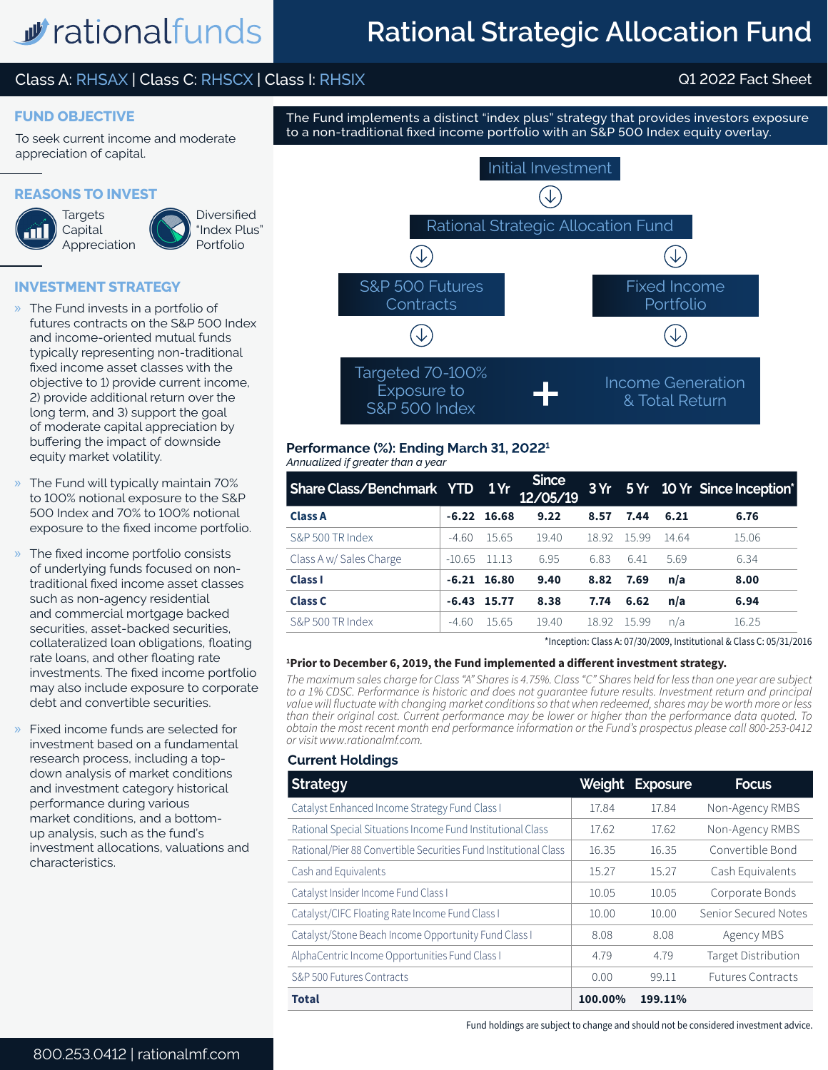# Rational Strategic Allocation Fund

rationalfunds

Class A: RHSAX | Class C: RHSCX | Class I: RHSIX

Q1 2022 Fact Sheet

## FUND OBJECTIVE

To seek current income and moderate appreciation of capital.

## REASONS TO INVEST

- Targets Capital Appreciation
- Diversified "Index Plus" Portfolio

## INVESTMENT STRATEGY

» The Fund invests in a portfolio of futures contracts on the S&P 500 Index and income-oriented mutual funds typically representing non-traditional fixed income asset classes with the objective to 1) provide current income, 2) provide additional return over the long term, and 3) support the goal of moderate capital appreciation by buffering the impact of downside equity market volatility.

» The Fund will typically maintain 70% to 100% notional exposure to the S&P 500 Index and 70% to 100% notional exposure to the fixed income portfolio.

» The fixed income portfolio consists of underlying funds focused on non-traditional fixed income asset classes such as non-agency residential and commercial mortgage backed securities, asset-backed securities, collateralized loan obligations, floating rate loans, and other floating rate investments. The fixed income portfolio may also include exposure to corporate debt and convertible securities.

» Fixed income funds are selected for investment based on a fundamental research process, including a top-down analysis of market conditions and investment category historical performance during various market conditions, and a bottom-up analysis, such as the fund's investment allocations, valuations and characteristics.

The Fund implements a distinct "index plus" strategy that provides investors exposure to a non-traditional fixed income portfolio with an S&P 500 Index equity overlay.

Initial Investment → Rational Strategic Allocation Fund → S&P 500 Futures Contracts → Targeted 70-100% Exposure to S&P 500 Index

Rational Strategic Allocation Fund → Fixed Income Portfolio → Income Generation & Total Return

## Performance (%): Ending March 31, 2022[1]

*Annualized if greater than a year*

| Share Class/Benchmark | YTD | 1 Yr | Since 12/05/19 | 3 Yr | 5 Yr | 10 Yr | Since Inception* |
|---|---|---|---|---|---|---|---|
| **Class A** | **-6.22** | **16.68** | **9.22** | **8.57** | **7.44** | **6.21** | **6.76** |
| S&P 500 TR Index | -4.60 | 15.65 | 19.40 | 18.92 | 15.99 | 14.64 | 15.06 |
| Class A w/ Sales Charge | -10.65 | 11.13 | 6.95 | 6.83 | 6.41 | 5.69 | 6.34 |
| **Class I** | **-6.21** | **16.80** | **9.40** | **8.82** | **7.69** | **n/a** | **8.00** |
| **Class C** | **-6.43** | **15.77** | **8.38** | **7.74** | **6.62** | **n/a** | **6.94** |
| S&P 500 TR Index | -4.60 | 15.65 | 19.40 | 18.92 | 15.99 | n/a | 16.25 |

*Inception: Class A: 07/30/2009, Institutional & Class C: 05/31/2016

**[1]Prior to December 6, 2019, the Fund implemented a different investment strategy.**

*The maximum sales charge for Class "A" Shares is 4.75%. Class "C" Shares held for less than one year are subject to a 1% CDSC. Performance is historic and does not guarantee future results. Investment return and principal value will fluctuate with changing market conditions so that when redeemed, shares may be worth more or less than their original cost. Current performance may be lower or higher than the performance data quoted. To obtain the most recent month end performance information or the Fund's prospectus please call 800-253-0412 or visit www.rationalmf.com.*

## Current Holdings

| Strategy | Weight | Exposure | Focus |
|---|---|---|---|
| Catalyst Enhanced Income Strategy Fund Class I | 17.84 | 17.84 | Non-Agency RMBS |
| Rational Special Situations Income Fund Institutional Class | 17.62 | 17.62 | Non-Agency RMBS |
| Rational/Pier 88 Convertible Securities Fund Institutional Class | 16.35 | 16.35 | Convertible Bond |
| Cash and Equivalents | 15.27 | 15.27 | Cash Equivalents |
| Catalyst Insider Income Fund Class I | 10.05 | 10.05 | Corporate Bonds |
| Catalyst/CIFC Floating Rate Income Fund Class I | 10.00 | 10.00 | Senior Secured Notes |
| Catalyst/Stone Beach Income Opportunity Fund Class I | 8.08 | 8.08 | Agency MBS |
| AlphaCentric Income Opportunities Fund Class I | 4.79 | 4.79 | Target Distribution |
| S&P 500 Futures Contracts | 0.00 | 99.11 | Futures Contracts |
| **Total** | **100.00%** | **199.11%** | |

Fund holdings are subject to change and should not be considered investment advice.

800.253.0412 | rationalmf.com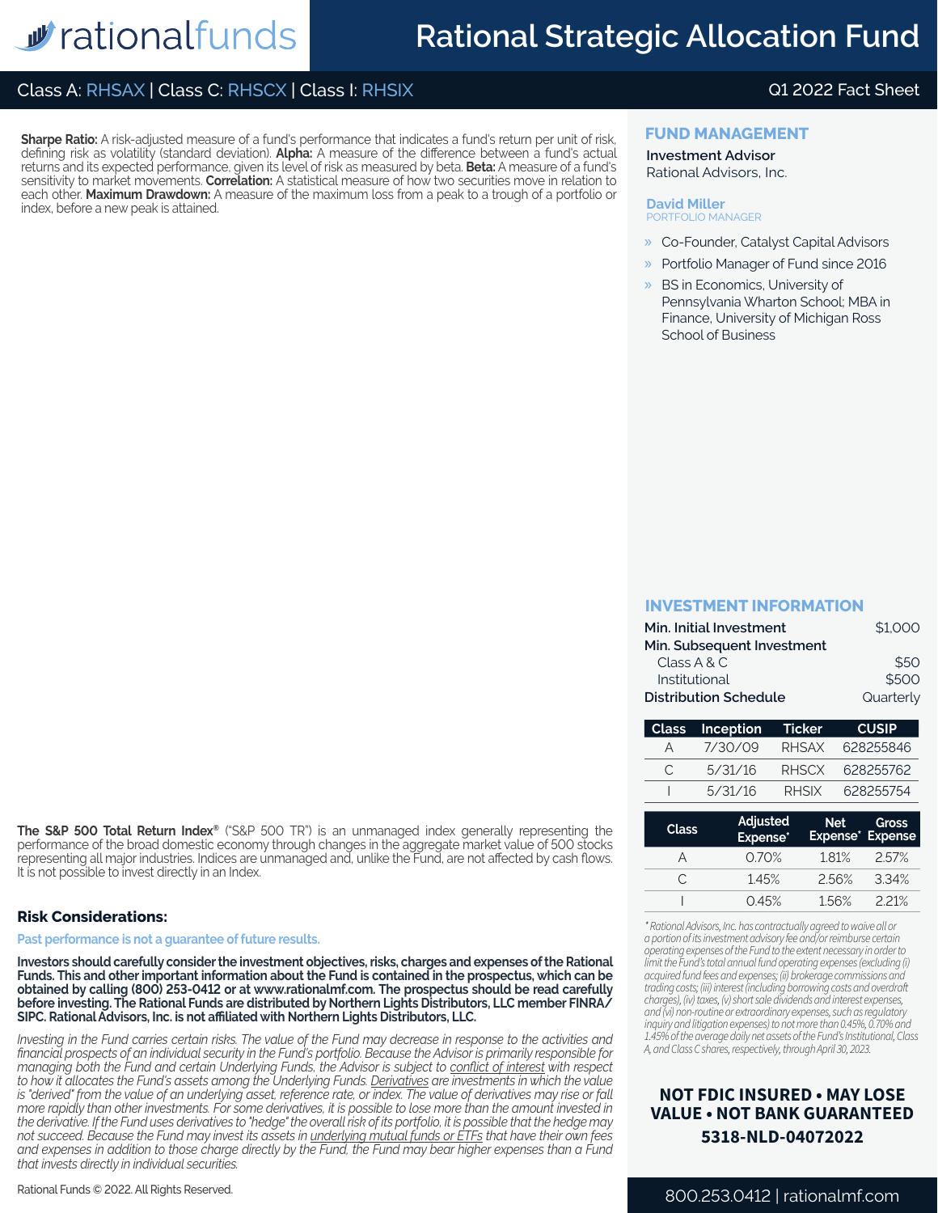# Rational Strategic Allocation Fund

Class A: RHSAX | Class C: RHSCX | Class I: RHSIX

Q1 2022 Fact Sheet

**Sharpe Ratio:** A risk-adjusted measure of a fund's performance that indicates a fund's return per unit of risk, defining risk as volatility (standard deviation). **Alpha:** A measure of the difference between a fund's actual returns and its expected performance, given its level of risk as measured by beta. **Beta:** A measure of a fund's sensitivity to market movements. **Correlation:** A statistical measure of how two securities move in relation to each other. **Maximum Drawdown:** A measure of the maximum loss from a peak to a trough of a portfolio or index, before a new peak is attained.

**The S&P 500 Total Return Index®** ("S&P 500 TR") is an unmanaged index generally representing the performance of the broad domestic economy through changes in the aggregate market value of 500 stocks representing all major industries. Indices are unmanaged and, unlike the Fund, are not affected by cash flows. It is not possible to invest directly in an Index.

## Risk Considerations:

Past performance is not a guarantee of future results.

**Investors should carefully consider the investment objectives, risks, charges and expenses of the Rational Funds. This and other important information about the Fund is contained in the prospectus, which can be obtained by calling (800) 253-0412 or at www.rationalmf.com. The prospectus should be read carefully before investing. The Rational Funds are distributed by Northern Lights Distributors, LLC member FINRA/SIPC. Rational Advisors, Inc. is not affiliated with Northern Lights Distributors, LLC.**

*Investing in the Fund carries certain risks. The value of the Fund may decrease in response to the activities and financial prospects of an individual security in the Fund's portfolio. Because the Advisor is primarily responsible for managing both the Fund and certain Underlying Funds, the Advisor is subject to conflict of interest with respect to how it allocates the Fund's assets among the Underlying Funds. Derivatives are investments in which the value is "derived" from the value of an underlying asset, reference rate, or index. The value of derivatives may rise or fall more rapidly than other investments. For some derivatives, it is possible to lose more than the amount invested in the derivative. If the Fund uses derivatives to "hedge" the overall risk of its portfolio, it is possible that the hedge may not succeed. Because the Fund may invest its assets in underlying mutual funds or ETFs that have their own fees and expenses in addition to those charge directly by the Fund, the Fund may bear higher expenses than a Fund that invests directly in individual securities.*

Rational Funds © 2022. All Rights Reserved.

## FUND MANAGEMENT

**Investment Advisor**
Rational Advisors, Inc.

**David Miller**
PORTFOLIO MANAGER

- Co-Founder, Catalyst Capital Advisors
- Portfolio Manager of Fund since 2016
- BS in Economics, University of Pennsylvania Wharton School; MBA in Finance, University of Michigan Ross School of Business

## INVESTMENT INFORMATION

| | |
|---|---|
| Min. Initial Investment | $1,000 |
| Min. Subsequent Investment | |
| Class A & C | $50 |
| Institutional | $500 |
| Distribution Schedule | Quarterly |

| Class | Inception | Ticker | CUSIP |
|---|---|---|---|
| A | 7/30/09 | RHSAX | 628255846 |
| C | 5/31/16 | RHSCX | 628255762 |
| I | 5/31/16 | RHSIX | 628255754 |

| Class | Adjusted Expense* | Net Expense* | Gross Expense |
|---|---|---|---|
| A | 0.70% | 1.81% | 2.57% |
| C | 1.45% | 2.56% | 3.34% |
| I | 0.45% | 1.56% | 2.21% |

*\* Rational Advisors, Inc. has contractually agreed to waive all or a portion of its investment advisory fee and/or reimburse certain operating expenses of the Fund to the extent necessary in order to limit the Fund's total annual fund operating expenses (excluding (i) acquired fund fees and expenses; (ii) brokerage commissions and trading costs; (iii) interest (including borrowing costs and overdraft charges), (iv) taxes, (v) short sale dividends and interest expenses, and (vi) non-routine or extraordinary expenses, such as regulatory inquiry and litigation expenses) to not more than 0.45%, 0.70% and 1.45% of the average daily net assets of the Fund's Institutional, Class A, and Class C shares, respectively, through April 30, 2023.*

**NOT FDIC INSURED • MAY LOSE VALUE • NOT BANK GUARANTEED**

**5318-NLD-04072022**

800.253.0412 | rationalmf.com